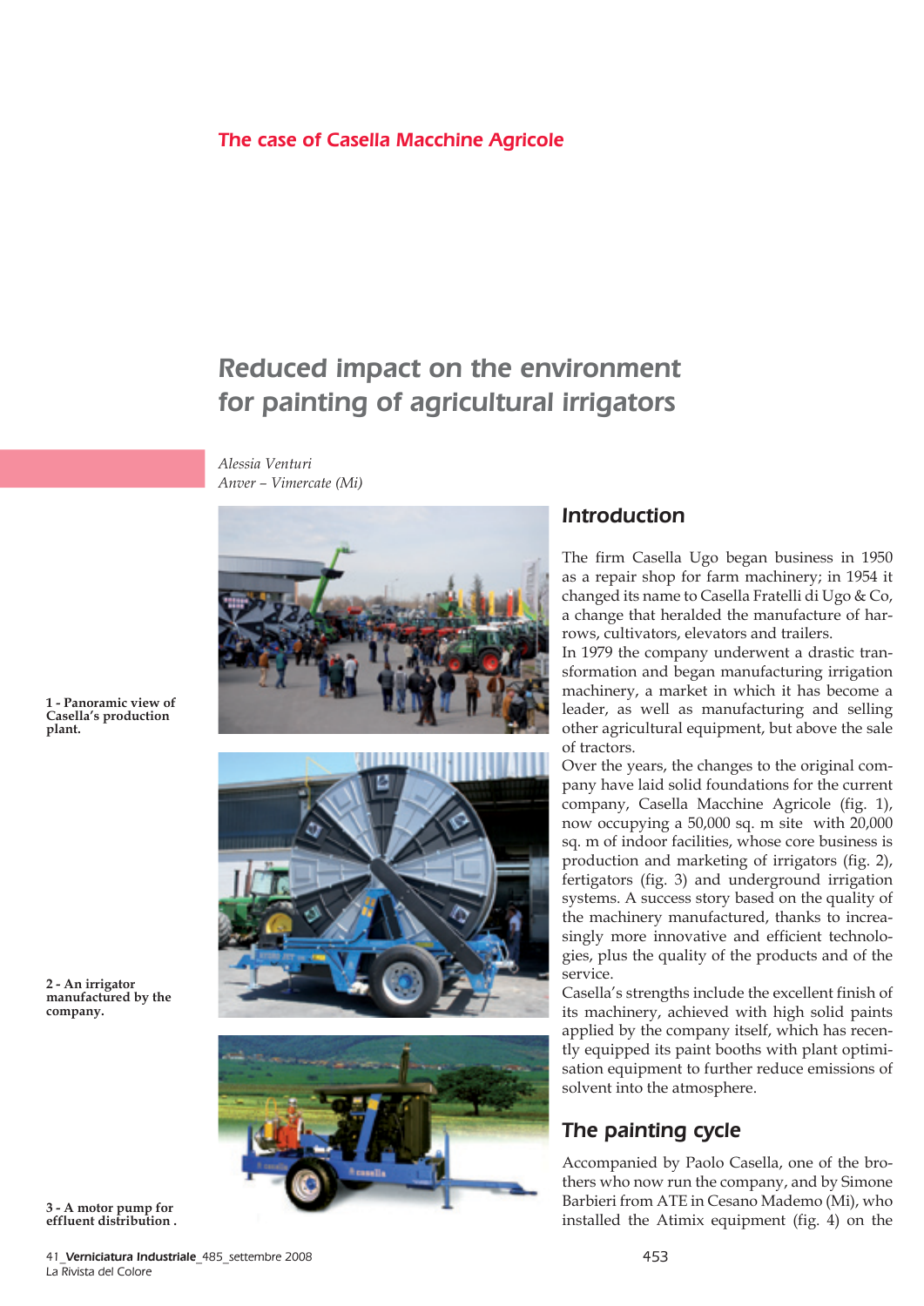The case of Casella Macchine Agricole

# Reduced impact on the environment for painting of agricultural irrigators

*Alessia Venturi*
*Anver – Vimercate (Mi)*

1 - Panoramic view of Casella's production plant.

2 - An irrigator manufactured by the company.

3 - A motor pump for effluent distribution .

## Introduction

The firm Casella Ugo began business in 1950 as a repair shop for farm machinery; in 1954 it changed its name to Casella Fratelli di Ugo & Co, a change that heralded the manufacture of harrows, cultivators, elevators and trailers.
In 1979 the company underwent a drastic transformation and began manufacturing irrigation machinery, a market in which it has become a leader, as well as manufacturing and selling other agricultural equipment, but above the sale of tractors.
Over the years, the changes to the original company have laid solid foundations for the current company, Casella Macchine Agricole (fig. 1), now occupying a 50,000 sq. m site with 20,000 sq. m of indoor facilities, whose core business is production and marketing of irrigators (fig. 2), fertigators (fig. 3) and underground irrigation systems. A success story based on the quality of the machinery manufactured, thanks to increasingly more innovative and efficient technologies, plus the quality of the products and of the service.
Casella's strengths include the excellent finish of its machinery, achieved with high solid paints applied by the company itself, which has recently equipped its paint booths with plant optimisation equipment to further reduce emissions of solvent into the atmosphere.

## The painting cycle

Accompanied by Paolo Casella, one of the brothers who now run the company, and by Simone Barbieri from ATE in Cesano Mademo (Mi), who installed the Atimix equipment (fig. 4) on the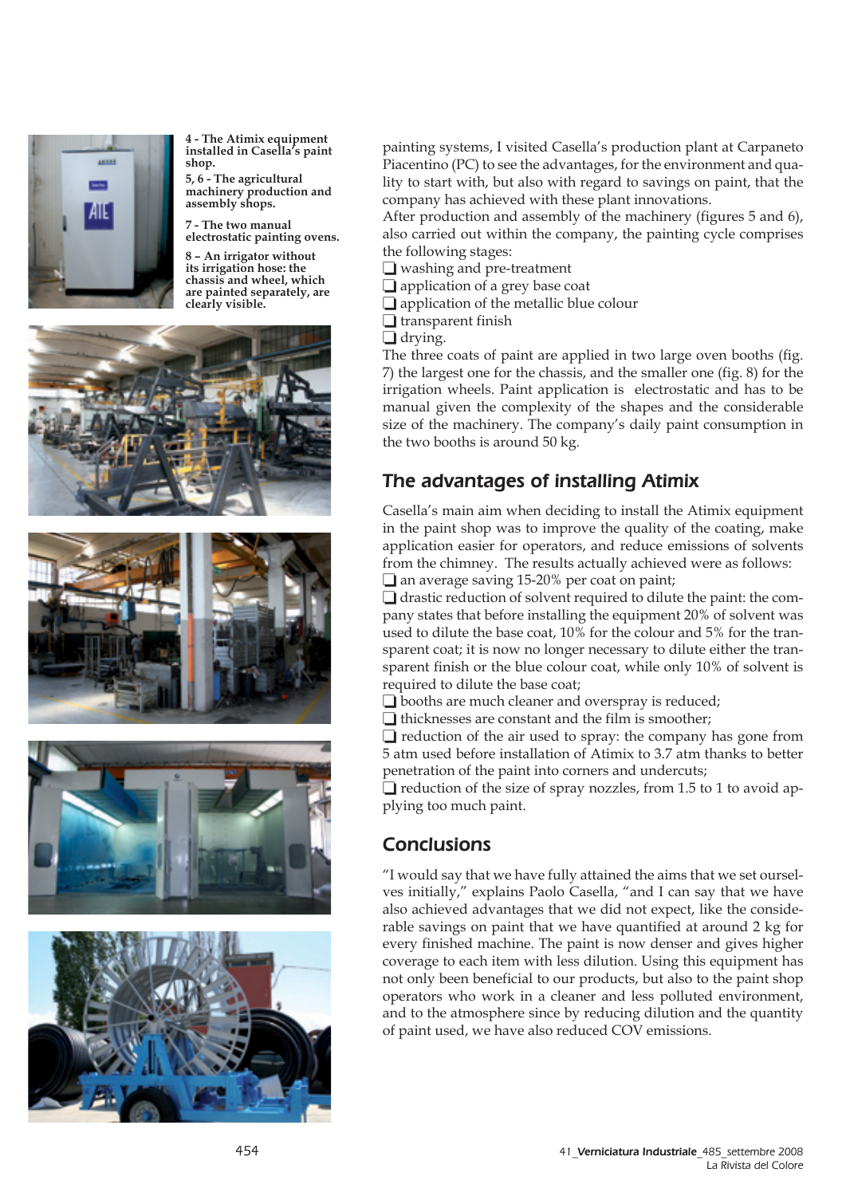4 - The Atimix equipment installed in Casella's paint shop.

5, 6 - The agricultural machinery production and assembly shops.

7 - The two manual electrostatic painting ovens.

8 – An irrigator without its irrigation hose: the chassis and wheel, which are painted separately, are clearly visible.

painting systems, I visited Casella's production plant at Carpaneto Piacentino (PC) to see the advantages, for the environment and quality to start with, but also with regard to savings on paint, that the company has achieved with these plant innovations.

After production and assembly of the machinery (figures 5 and 6), also carried out within the company, the painting cycle comprises the following stages:

- washing and pre-treatment
- application of a grey base coat
- application of the metallic blue colour
- transparent finish
- drying.

The three coats of paint are applied in two large oven booths (fig. 7) the largest one for the chassis, and the smaller one (fig. 8) for the irrigation wheels. Paint application is electrostatic and has to be manual given the complexity of the shapes and the considerable size of the machinery. The company's daily paint consumption in the two booths is around 50 kg.

## The advantages of installing Atimix

Casella's main aim when deciding to install the Atimix equipment in the paint shop was to improve the quality of the coating, make application easier for operators, and reduce emissions of solvents from the chimney. The results actually achieved were as follows:

- an average saving 15-20% per coat on paint;
- drastic reduction of solvent required to dilute the paint: the company states that before installing the equipment 20% of solvent was used to dilute the base coat, 10% for the colour and 5% for the transparent coat; it is now no longer necessary to dilute either the transparent finish or the blue colour coat, while only 10% of solvent is required to dilute the base coat;
- booths are much cleaner and overspray is reduced;
- thicknesses are constant and the film is smoother;
- reduction of the air used to spray: the company has gone from 5 atm used before installation of Atimix to 3.7 atm thanks to better penetration of the paint into corners and undercuts;
- reduction of the size of spray nozzles, from 1.5 to 1 to avoid applying too much paint.

## Conclusions

"I would say that we have fully attained the aims that we set ourselves initially," explains Paolo Casella, "and I can say that we have also achieved advantages that we did not expect, like the considerable savings on paint that we have quantified at around 2 kg for every finished machine. The paint is now denser and gives higher coverage to each item with less dilution. Using this equipment has not only been beneficial to our products, but also to the paint shop operators who work in a cleaner and less polluted environment, and to the atmosphere since by reducing dilution and the quantity of paint used, we have also reduced COV emissions.